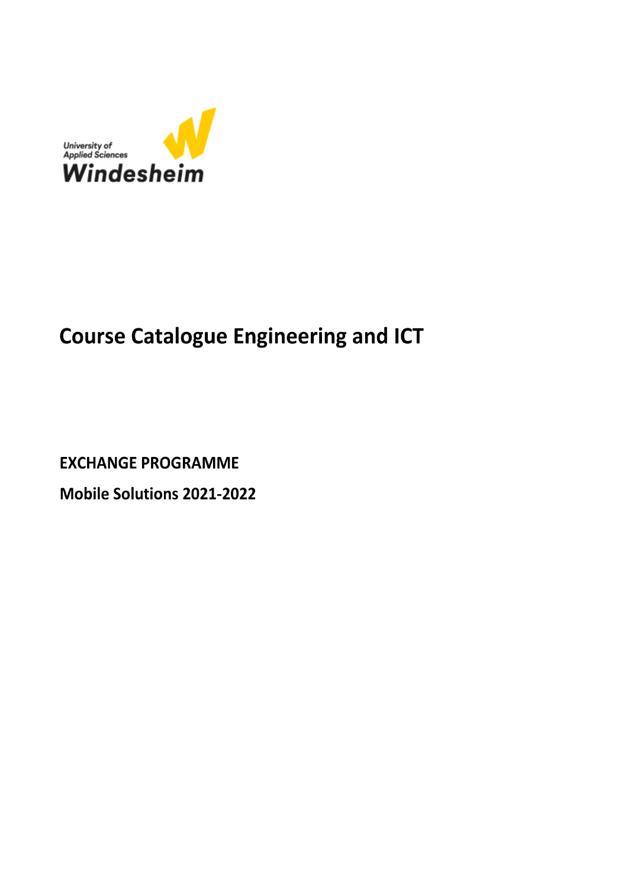University of Applied Sciences Windesheim

# Course Catalogue Engineering and ICT

**EXCHANGE PROGRAMME**

**Mobile Solutions 2021-2022**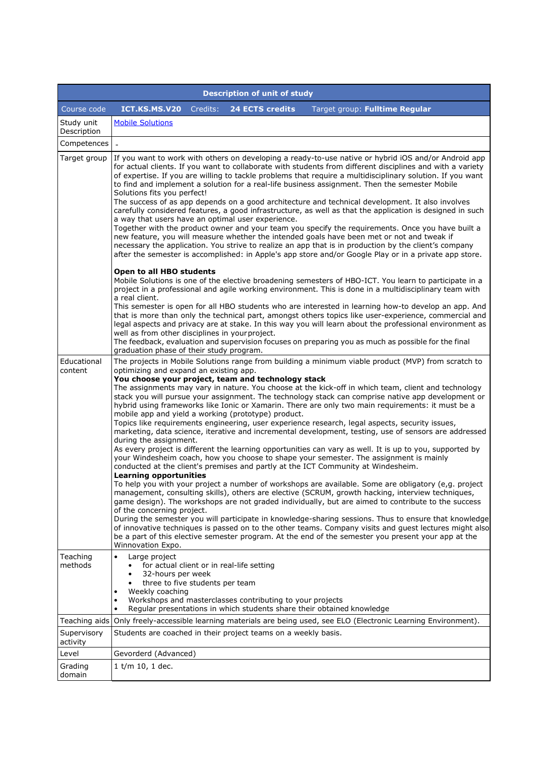| Description of unit of study | |
|---|---|
| Course code **ICT.KS.MS.V20** Credits: **24 ECTS credits** Target group: **Fulltime Regular** | |
| Study unit Description | Mobile Solutions |
| Competences | - |
| Target group | If you want to work with others on developing a ready-to-use native or hybrid iOS and/or Android app for actual clients. If you want to collaborate with students from different disciplines and with a variety of expertise. If you are willing to tackle problems that require a multidisciplinary solution. If you want to find and implement a solution for a real-life business assignment. Then the semester Mobile Solutions fits you perfect!<br>The success of as app depends on a good architecture and technical development. It also involves carefully considered features, a good infrastructure, as well as that the application is designed in such a way that users have an optimal user experience.<br>Together with the product owner and your team you specify the requirements. Once you have built a new feature, you will measure whether the intended goals have been met or not and tweak if necessary the application. You strive to realize an app that is in production by the client's company after the semester is accomplished: in Apple's app store and/or Google Play or in a private app store.<br><br>**Open to all HBO students**<br>Mobile Solutions is one of the elective broadening semesters of HBO-ICT. You learn to participate in a project in a professional and agile working environment. This is done in a multidisciplinary team with a real client.<br>This semester is open for all HBO students who are interested in learning how-to develop an app. And that is more than only the technical part, amongst other topics like user-experience, commercial and legal aspects and privacy are at stake. In this way you will learn about the professional environment as well as from other disciplines in your project.<br>The feedback, evaluation and supervision focuses on preparing you as much as possible for the final graduation phase of their study program. |
| Educational content | The projects in Mobile Solutions range from building a minimum viable product (MVP) from scratch to optimizing and expand an existing app.<br>**You choose your project, team and technology stack**<br>The assignments may vary in nature. You choose at the kick-off in which team, client and technology stack you will pursue your assignment. The technology stack can comprise native app development or hybrid using frameworks like Ionic or Xamarin. There are only two main requirements: it must be a mobile app and yield a working (prototype) product.<br>Topics like requirements engineering, user experience research, legal aspects, security issues, marketing, data science, iterative and incremental development, testing, use of sensors are addressed during the assignment.<br>As every project is different the learning opportunities can vary as well. It is up to you, supported by your Windesheim coach, how you choose to shape your semester. The assignment is mainly conducted at the client's premises and partly at the ICT Community at Windesheim.<br>**Learning opportunities**<br>To help you with your project a number of workshops are available. Some are obligatory (e,g. project management, consulting skills), others are elective (SCRUM, growth hacking, interview techniques, game design). The workshops are not graded individually, but are aimed to contribute to the success of the concerning project.<br>During the semester you will participate in knowledge-sharing sessions. Thus to ensure that knowledge of innovative techniques is passed on to the other teams. Company visits and guest lectures might also be a part of this elective semester program. At the end of the semester you present your app at the Winnovation Expo. |
| Teaching methods | • Large project<br>&nbsp;&nbsp;&nbsp;&nbsp;• for actual client or in real-life setting<br>&nbsp;&nbsp;&nbsp;&nbsp;• 32-hours per week<br>&nbsp;&nbsp;&nbsp;&nbsp;• three to five students per team<br>• Weekly coaching<br>• Workshops and masterclasses contributing to your projects<br>• Regular presentations in which students share their obtained knowledge |
| Teaching aids | Only freely-accessible learning materials are being used, see ELO (Electronic Learning Environment). |
| Supervisory activity | Students are coached in their project teams on a weekly basis. |
| Level | Gevorderd (Advanced) |
| Grading domain | 1 t/m 10, 1 dec. |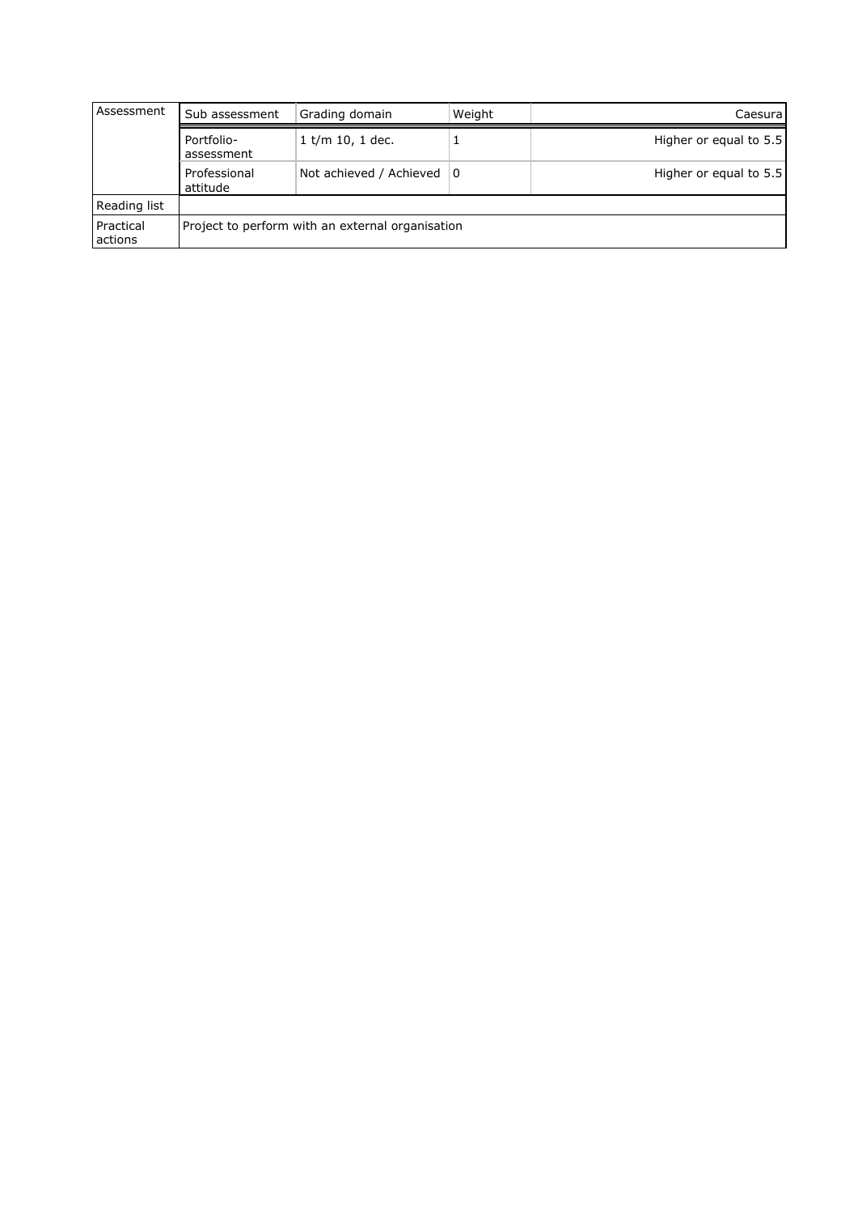| Assessment | Sub assessment | Grading domain | Weight | Caesura |
| --- | --- | --- | --- | --- |
| | Portfolio-assessment | 1 t/m 10, 1 dec. | 1 | Higher or equal to 5.5 |
| | Professional attitude | Not achieved / Achieved | 0 | Higher or equal to 5.5 |
| Reading list | | | | |
| Practical actions | Project to perform with an external organisation | | | |